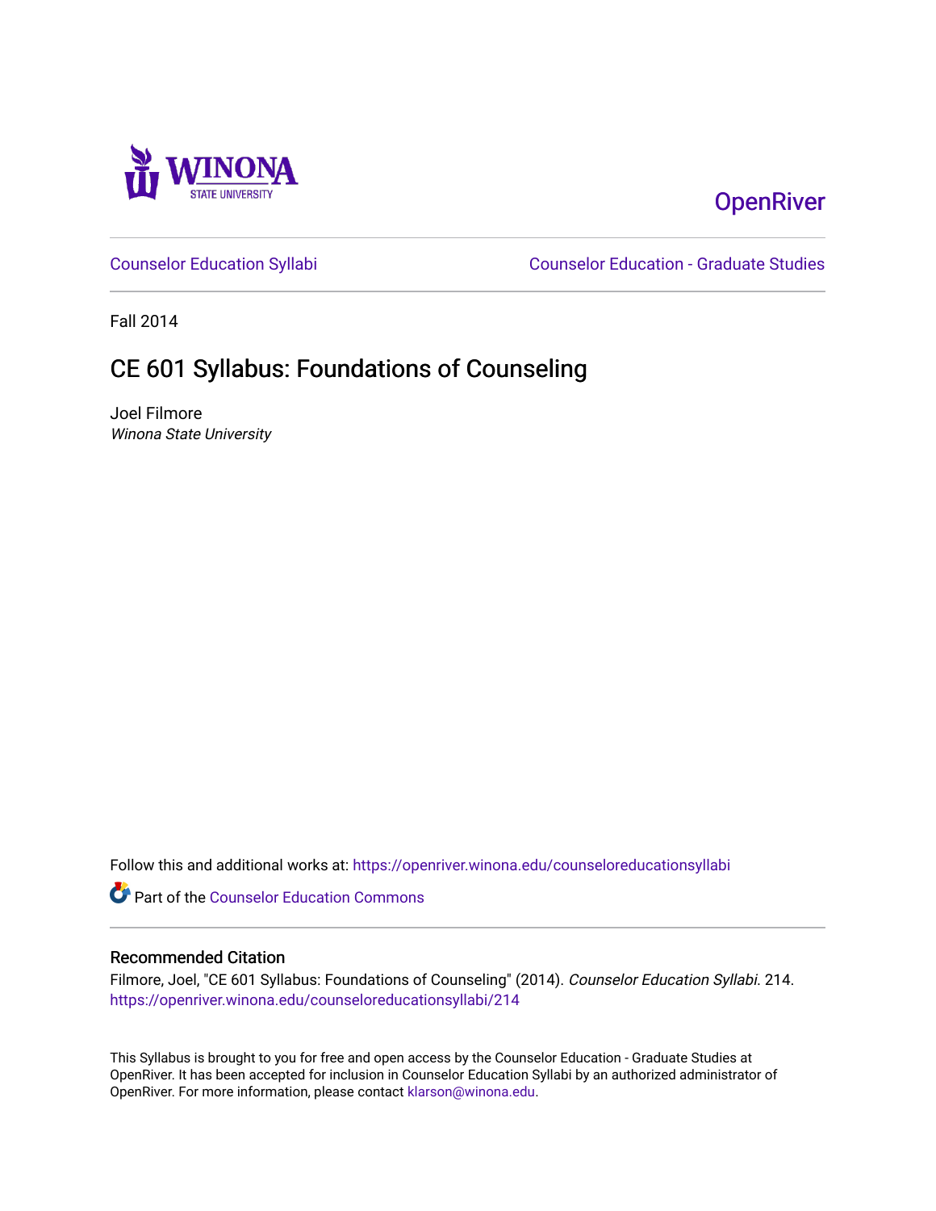Winona State University

OpenRiver

Counselor Education Syllabi

Counselor Education - Graduate Studies

Fall 2014

# CE 601 Syllabus: Foundations of Counseling

Joel Filmore
*Winona State University*

Follow this and additional works at: https://openriver.winona.edu/counseloreducationsyllabi

Part of the Counselor Education Commons

## Recommended Citation

Filmore, Joel, "CE 601 Syllabus: Foundations of Counseling" (2014). *Counselor Education Syllabi*. 214.
https://openriver.winona.edu/counseloreducationsyllabi/214

This Syllabus is brought to you for free and open access by the Counselor Education - Graduate Studies at OpenRiver. It has been accepted for inclusion in Counselor Education Syllabi by an authorized administrator of OpenRiver. For more information, please contact klarson@winona.edu.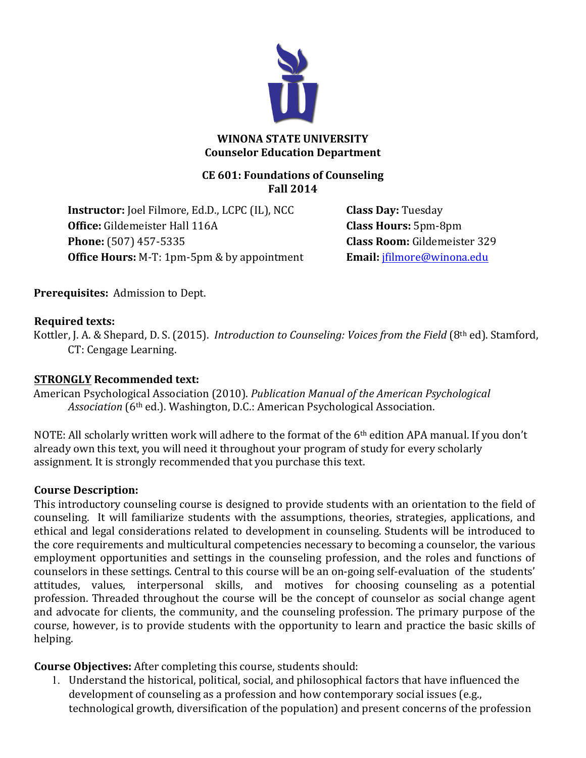**WINONA STATE UNIVERSITY**
**Counselor Education Department**

**CE 601: Foundations of Counseling**
**Fall 2014**

**Instructor:** Joel Filmore, Ed.D., LCPC (IL), NCC
**Office:** Gildemeister Hall 116A
**Phone:** (507) 457-5335
**Office Hours:** M-T: 1pm-5pm & by appointment

**Class Day:** Tuesday
**Class Hours:** 5pm-8pm
**Class Room:** Gildemeister 329
**Email:** jfilmore@winona.edu

**Prerequisites:** Admission to Dept.

**Required texts:**
Kottler, J. A. & Shepard, D. S. (2015). *Introduction to Counseling: Voices from the Field* (8th ed). Stamford, CT: Cengage Learning.

**STRONGLY Recommended text:**
American Psychological Association (2010). *Publication Manual of the American Psychological Association* (6th ed.). Washington, D.C.: American Psychological Association.

NOTE: All scholarly written work will adhere to the format of the 6th edition APA manual. If you don't already own this text, you will need it throughout your program of study for every scholarly assignment. It is strongly recommended that you purchase this text.

**Course Description:**
This introductory counseling course is designed to provide students with an orientation to the field of counseling. It will familiarize students with the assumptions, theories, strategies, applications, and ethical and legal considerations related to development in counseling. Students will be introduced to the core requirements and multicultural competencies necessary to becoming a counselor, the various employment opportunities and settings in the counseling profession, and the roles and functions of counselors in these settings. Central to this course will be an on-going self-evaluation of the students' attitudes, values, interpersonal skills, and motives for choosing counseling as a potential profession. Threaded throughout the course will be the concept of counselor as social change agent and advocate for clients, the community, and the counseling profession. The primary purpose of the course, however, is to provide students with the opportunity to learn and practice the basic skills of helping.

**Course Objectives:** After completing this course, students should:

1. Understand the historical, political, social, and philosophical factors that have influenced the development of counseling as a profession and how contemporary social issues (e.g., technological growth, diversification of the population) and present concerns of the profession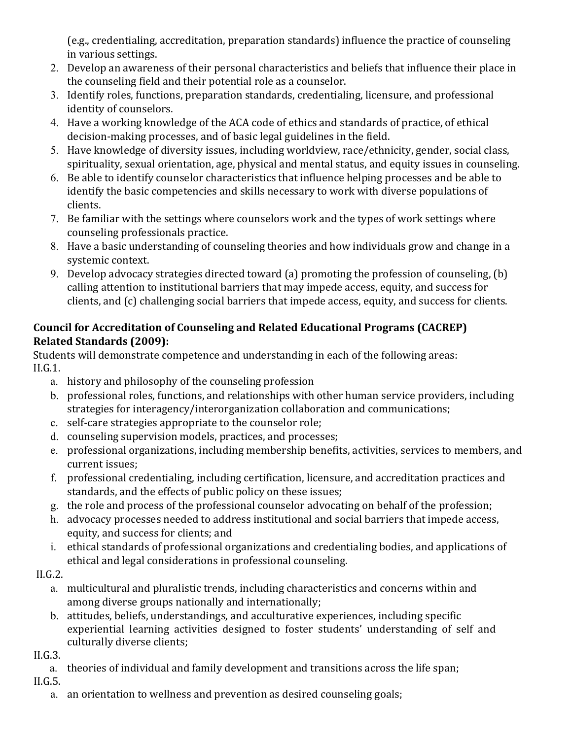(e.g., credentialing, accreditation, preparation standards) influence the practice of counseling in various settings.

2. Develop an awareness of their personal characteristics and beliefs that influence their place in the counseling field and their potential role as a counselor.
3. Identify roles, functions, preparation standards, credentialing, licensure, and professional identity of counselors.
4. Have a working knowledge of the ACA code of ethics and standards of practice, of ethical decision-making processes, and of basic legal guidelines in the field.
5. Have knowledge of diversity issues, including worldview, race/ethnicity, gender, social class, spirituality, sexual orientation, age, physical and mental status, and equity issues in counseling.
6. Be able to identify counselor characteristics that influence helping processes and be able to identify the basic competencies and skills necessary to work with diverse populations of clients.
7. Be familiar with the settings where counselors work and the types of work settings where counseling professionals practice.
8. Have a basic understanding of counseling theories and how individuals grow and change in a systemic context.
9. Develop advocacy strategies directed toward (a) promoting the profession of counseling, (b) calling attention to institutional barriers that may impede access, equity, and success for clients, and (c) challenging social barriers that impede access, equity, and success for clients.

**Council for Accreditation of Counseling and Related Educational Programs (CACREP) Related Standards (2009):**

Students will demonstrate competence and understanding in each of the following areas:

II.G.1.

a. history and philosophy of the counseling profession
b. professional roles, functions, and relationships with other human service providers, including strategies for interagency/interorganization collaboration and communications;
c. self-care strategies appropriate to the counselor role;
d. counseling supervision models, practices, and processes;
e. professional organizations, including membership benefits, activities, services to members, and current issues;
f. professional credentialing, including certification, licensure, and accreditation practices and standards, and the effects of public policy on these issues;
g. the role and process of the professional counselor advocating on behalf of the profession;
h. advocacy processes needed to address institutional and social barriers that impede access, equity, and success for clients; and
i. ethical standards of professional organizations and credentialing bodies, and applications of ethical and legal considerations in professional counseling.

II.G.2.

a. multicultural and pluralistic trends, including characteristics and concerns within and among diverse groups nationally and internationally;
b. attitudes, beliefs, understandings, and acculturative experiences, including specific experiential learning activities designed to foster students' understanding of self and culturally diverse clients;

II.G.3.

a. theories of individual and family development and transitions across the life span;

II.G.5.

a. an orientation to wellness and prevention as desired counseling goals;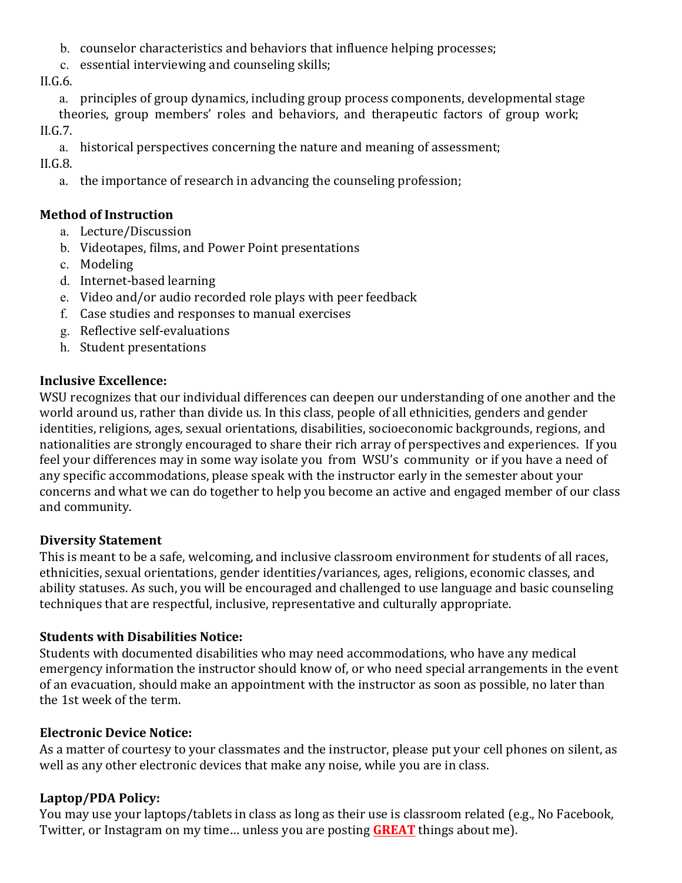b. counselor characteristics and behaviors that influence helping processes;
c. essential interviewing and counseling skills;

II.G.6.

a. principles of group dynamics, including group process components, developmental stage theories, group members' roles and behaviors, and therapeutic factors of group work;

II.G.7.

a. historical perspectives concerning the nature and meaning of assessment;

II.G.8.

a. the importance of research in advancing the counseling profession;

**Method of Instruction**

a. Lecture/Discussion
b. Videotapes, films, and Power Point presentations
c. Modeling
d. Internet-based learning
e. Video and/or audio recorded role plays with peer feedback
f. Case studies and responses to manual exercises
g. Reflective self-evaluations
h. Student presentations

**Inclusive Excellence:**

WSU recognizes that our individual differences can deepen our understanding of one another and the world around us, rather than divide us. In this class, people of all ethnicities, genders and gender identities, religions, ages, sexual orientations, disabilities, socioeconomic backgrounds, regions, and nationalities are strongly encouraged to share their rich array of perspectives and experiences. If you feel your differences may in some way isolate you from WSU's community or if you have a need of any specific accommodations, please speak with the instructor early in the semester about your concerns and what we can do together to help you become an active and engaged member of our class and community.

**Diversity Statement**

This is meant to be a safe, welcoming, and inclusive classroom environment for students of all races, ethnicities, sexual orientations, gender identities/variances, ages, religions, economic classes, and ability statuses. As such, you will be encouraged and challenged to use language and basic counseling techniques that are respectful, inclusive, representative and culturally appropriate.

**Students with Disabilities Notice:**

Students with documented disabilities who may need accommodations, who have any medical emergency information the instructor should know of, or who need special arrangements in the event of an evacuation, should make an appointment with the instructor as soon as possible, no later than the 1st week of the term.

**Electronic Device Notice:**

As a matter of courtesy to your classmates and the instructor, please put your cell phones on silent, as well as any other electronic devices that make any noise, while you are in class.

**Laptop/PDA Policy:**

You may use your laptops/tablets in class as long as their use is classroom related (e.g., No Facebook, Twitter, or Instagram on my time… unless you are posting **GREAT** things about me).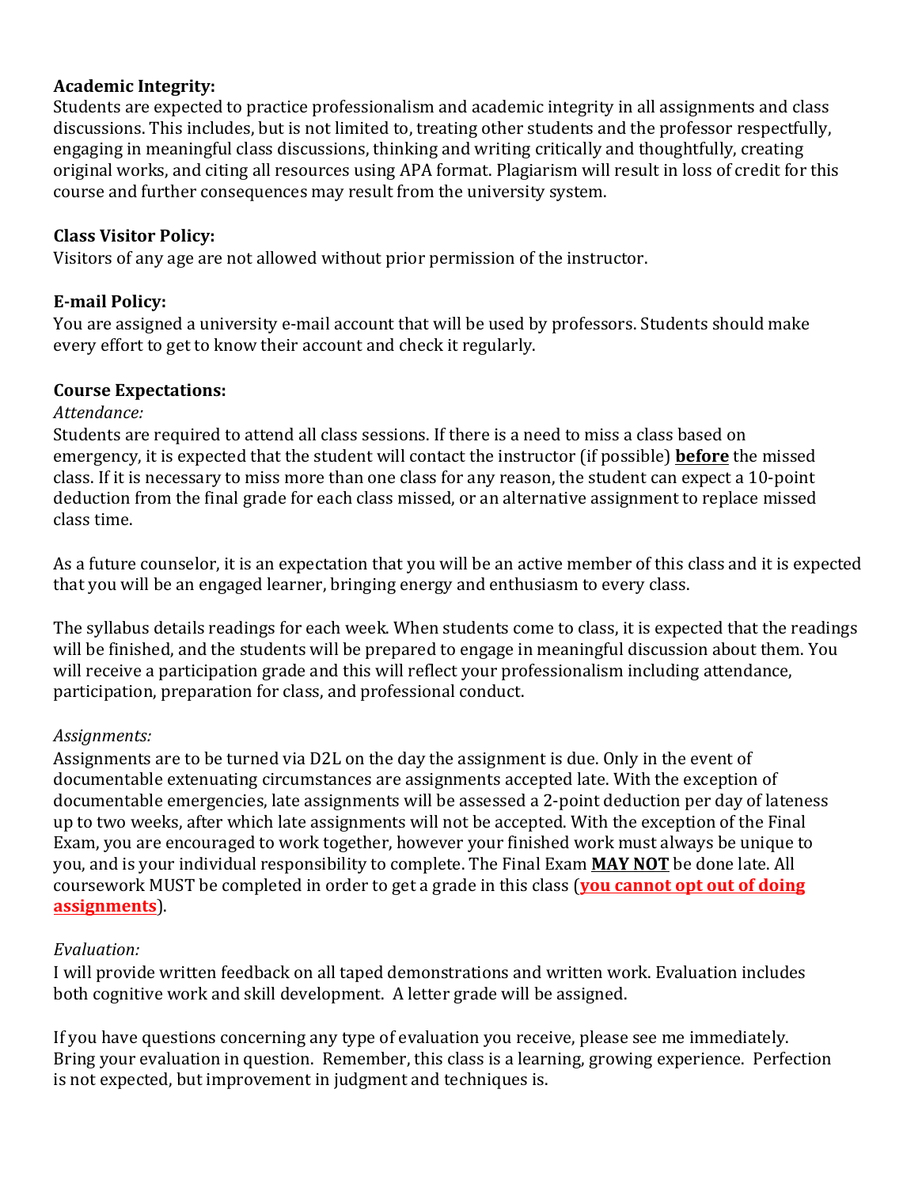**Academic Integrity:**
Students are expected to practice professionalism and academic integrity in all assignments and class discussions. This includes, but is not limited to, treating other students and the professor respectfully, engaging in meaningful class discussions, thinking and writing critically and thoughtfully, creating original works, and citing all resources using APA format. Plagiarism will result in loss of credit for this course and further consequences may result from the university system.

**Class Visitor Policy:**
Visitors of any age are not allowed without prior permission of the instructor.

**E-mail Policy:**
You are assigned a university e-mail account that will be used by professors. Students should make every effort to get to know their account and check it regularly.

**Course Expectations:**

*Attendance:*
Students are required to attend all class sessions. If there is a need to miss a class based on emergency, it is expected that the student will contact the instructor (if possible) <u>**before**</u> the missed class. If it is necessary to miss more than one class for any reason, the student can expect a 10-point deduction from the final grade for each class missed, or an alternative assignment to replace missed class time.

As a future counselor, it is an expectation that you will be an active member of this class and it is expected that you will be an engaged learner, bringing energy and enthusiasm to every class.

The syllabus details readings for each week. When students come to class, it is expected that the readings will be finished, and the students will be prepared to engage in meaningful discussion about them. You will receive a participation grade and this will reflect your professionalism including attendance, participation, preparation for class, and professional conduct.

*Assignments:*
Assignments are to be turned via D2L on the day the assignment is due. Only in the event of documentable extenuating circumstances are assignments accepted late. With the exception of documentable emergencies, late assignments will be assessed a 2-point deduction per day of lateness up to two weeks, after which late assignments will not be accepted. With the exception of the Final Exam, you are encouraged to work together, however your finished work must always be unique to you, and is your individual responsibility to complete. The Final Exam <u>**MAY NOT**</u> be done late. All coursework MUST be completed in order to get a grade in this class (<u>**you cannot opt out of doing assignments**</u>).

*Evaluation:*
I will provide written feedback on all taped demonstrations and written work. Evaluation includes both cognitive work and skill development. A letter grade will be assigned.

If you have questions concerning any type of evaluation you receive, please see me immediately. Bring your evaluation in question. Remember, this class is a learning, growing experience. Perfection is not expected, but improvement in judgment and techniques is.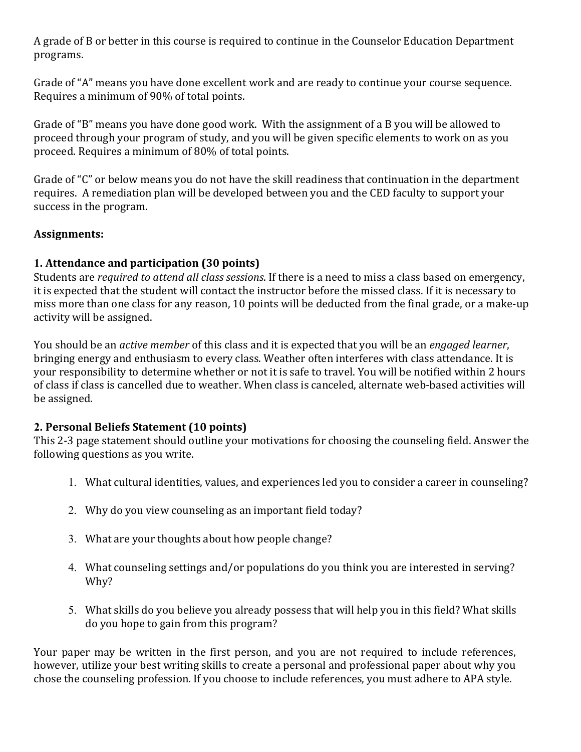A grade of B or better in this course is required to continue in the Counselor Education Department programs.

Grade of "A" means you have done excellent work and are ready to continue your course sequence. Requires a minimum of 90% of total points.

Grade of "B" means you have done good work. With the assignment of a B you will be allowed to proceed through your program of study, and you will be given specific elements to work on as you proceed. Requires a minimum of 80% of total points.

Grade of "C" or below means you do not have the skill readiness that continuation in the department requires. A remediation plan will be developed between you and the CED faculty to support your success in the program.

**Assignments:**

**1. Attendance and participation (30 points)**

Students are *required to attend all class sessions*. If there is a need to miss a class based on emergency, it is expected that the student will contact the instructor before the missed class. If it is necessary to miss more than one class for any reason, 10 points will be deducted from the final grade, or a make-up activity will be assigned.

You should be an *active member* of this class and it is expected that you will be an *engaged learner*, bringing energy and enthusiasm to every class. Weather often interferes with class attendance. It is your responsibility to determine whether or not it is safe to travel. You will be notified within 2 hours of class if class is cancelled due to weather. When class is canceled, alternate web-based activities will be assigned.

**2. Personal Beliefs Statement (10 points)**

This 2-3 page statement should outline your motivations for choosing the counseling field. Answer the following questions as you write.

1. What cultural identities, values, and experiences led you to consider a career in counseling?
2. Why do you view counseling as an important field today?
3. What are your thoughts about how people change?
4. What counseling settings and/or populations do you think you are interested in serving? Why?
5. What skills do you believe you already possess that will help you in this field? What skills do you hope to gain from this program?

Your paper may be written in the first person, and you are not required to include references, however, utilize your best writing skills to create a personal and professional paper about why you chose the counseling profession. If you choose to include references, you must adhere to APA style.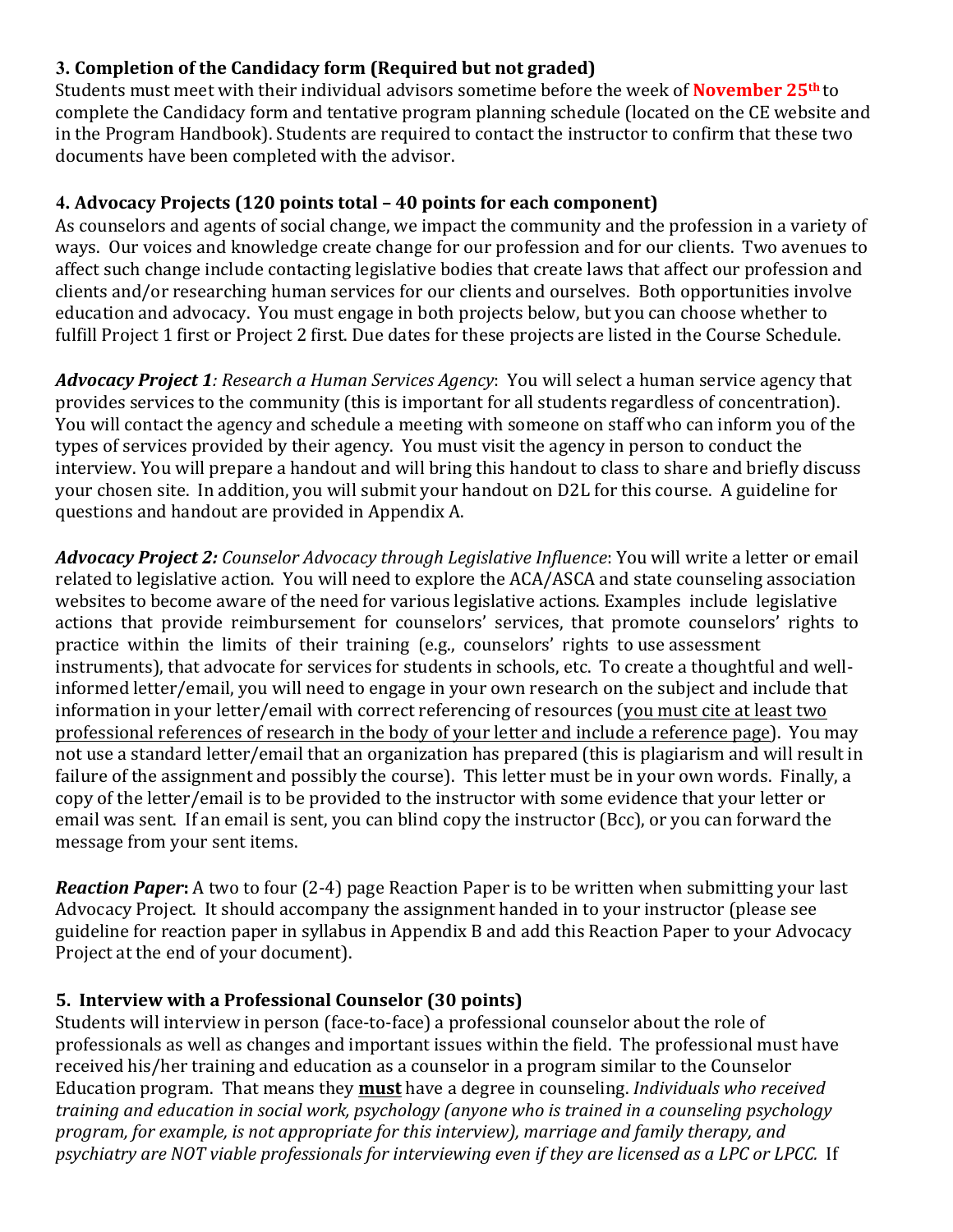### 3. Completion of the Candidacy form (Required but not graded)

Students must meet with their individual advisors sometime before the week of **November 25th** to complete the Candidacy form and tentative program planning schedule (located on the CE website and in the Program Handbook). Students are required to contact the instructor to confirm that these two documents have been completed with the advisor.

### 4. Advocacy Projects (120 points total – 40 points for each component)

As counselors and agents of social change, we impact the community and the profession in a variety of ways. Our voices and knowledge create change for our profession and for our clients. Two avenues to affect such change include contacting legislative bodies that create laws that affect our profession and clients and/or researching human services for our clients and ourselves. Both opportunities involve education and advocacy. You must engage in both projects below, but you can choose whether to fulfill Project 1 first or Project 2 first. Due dates for these projects are listed in the Course Schedule.

***Advocacy Project 1**: Research a Human Services Agency*: You will select a human service agency that provides services to the community (this is important for all students regardless of concentration). You will contact the agency and schedule a meeting with someone on staff who can inform you of the types of services provided by their agency. You must visit the agency in person to conduct the interview. You will prepare a handout and will bring this handout to class to share and briefly discuss your chosen site. In addition, you will submit your handout on D2L for this course. A guideline for questions and handout are provided in Appendix A.

***Advocacy Project 2:** Counselor Advocacy through Legislative Influence*: You will write a letter or email related to legislative action. You will need to explore the ACA/ASCA and state counseling association websites to become aware of the need for various legislative actions. Examples include legislative actions that provide reimbursement for counselors' services, that promote counselors' rights to practice within the limits of their training (e.g., counselors' rights to use assessment instruments), that advocate for services for students in schools, etc. To create a thoughtful and well-informed letter/email, you will need to engage in your own research on the subject and include that information in your letter/email with correct referencing of resources (<u>you must cite at least two professional references of research in the body of your letter and include a reference page</u>). You may not use a standard letter/email that an organization has prepared (this is plagiarism and will result in failure of the assignment and possibly the course). This letter must be in your own words. Finally, a copy of the letter/email is to be provided to the instructor with some evidence that your letter or email was sent. If an email is sent, you can blind copy the instructor (Bcc), or you can forward the message from your sent items.

***Reaction Paper*:** A two to four (2-4) page Reaction Paper is to be written when submitting your last Advocacy Project. It should accompany the assignment handed in to your instructor (please see guideline for reaction paper in syllabus in Appendix B and add this Reaction Paper to your Advocacy Project at the end of your document).

### 5. Interview with a Professional Counselor (30 points)

Students will interview in person (face-to-face) a professional counselor about the role of professionals as well as changes and important issues within the field. The professional must have received his/her training and education as a counselor in a program similar to the Counselor Education program. That means they <u>**must**</u> have a degree in counseling. *Individuals who received training and education in social work, psychology (anyone who is trained in a counseling psychology program, for example, is not appropriate for this interview), marriage and family therapy, and psychiatry are NOT viable professionals for interviewing even if they are licensed as a LPC or LPCC.* If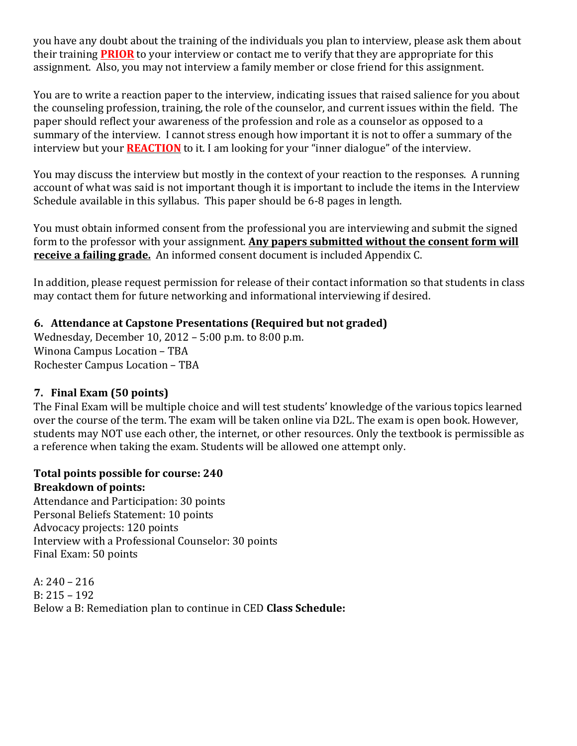you have any doubt about the training of the individuals you plan to interview, please ask them about their training **PRIOR** to your interview or contact me to verify that they are appropriate for this assignment. Also, you may not interview a family member or close friend for this assignment.

You are to write a reaction paper to the interview, indicating issues that raised salience for you about the counseling profession, training, the role of the counselor, and current issues within the field. The paper should reflect your awareness of the profession and role as a counselor as opposed to a summary of the interview. I cannot stress enough how important it is not to offer a summary of the interview but your **REACTION** to it. I am looking for your "inner dialogue" of the interview.

You may discuss the interview but mostly in the context of your reaction to the responses. A running account of what was said is not important though it is important to include the items in the Interview Schedule available in this syllabus. This paper should be 6-8 pages in length.

You must obtain informed consent from the professional you are interviewing and submit the signed form to the professor with your assignment. **Any papers submitted without the consent form will receive a failing grade.** An informed consent document is included Appendix C.

In addition, please request permission for release of their contact information so that students in class may contact them for future networking and informational interviewing if desired.

### 6. Attendance at Capstone Presentations (Required but not graded)

Wednesday, December 10, 2012 – 5:00 p.m. to 8:00 p.m.
Winona Campus Location – TBA
Rochester Campus Location – TBA

### 7. Final Exam (50 points)

The Final Exam will be multiple choice and will test students' knowledge of the various topics learned over the course of the term. The exam will be taken online via D2L. The exam is open book. However, students may NOT use each other, the internet, or other resources. Only the textbook is permissible as a reference when taking the exam. Students will be allowed one attempt only.

**Total points possible for course: 240**
**Breakdown of points:**
Attendance and Participation: 30 points
Personal Beliefs Statement: 10 points
Advocacy projects: 120 points
Interview with a Professional Counselor: 30 points
Final Exam: 50 points

A: 240 – 216
B: 215 – 192
Below a B: Remediation plan to continue in CED **Class Schedule:**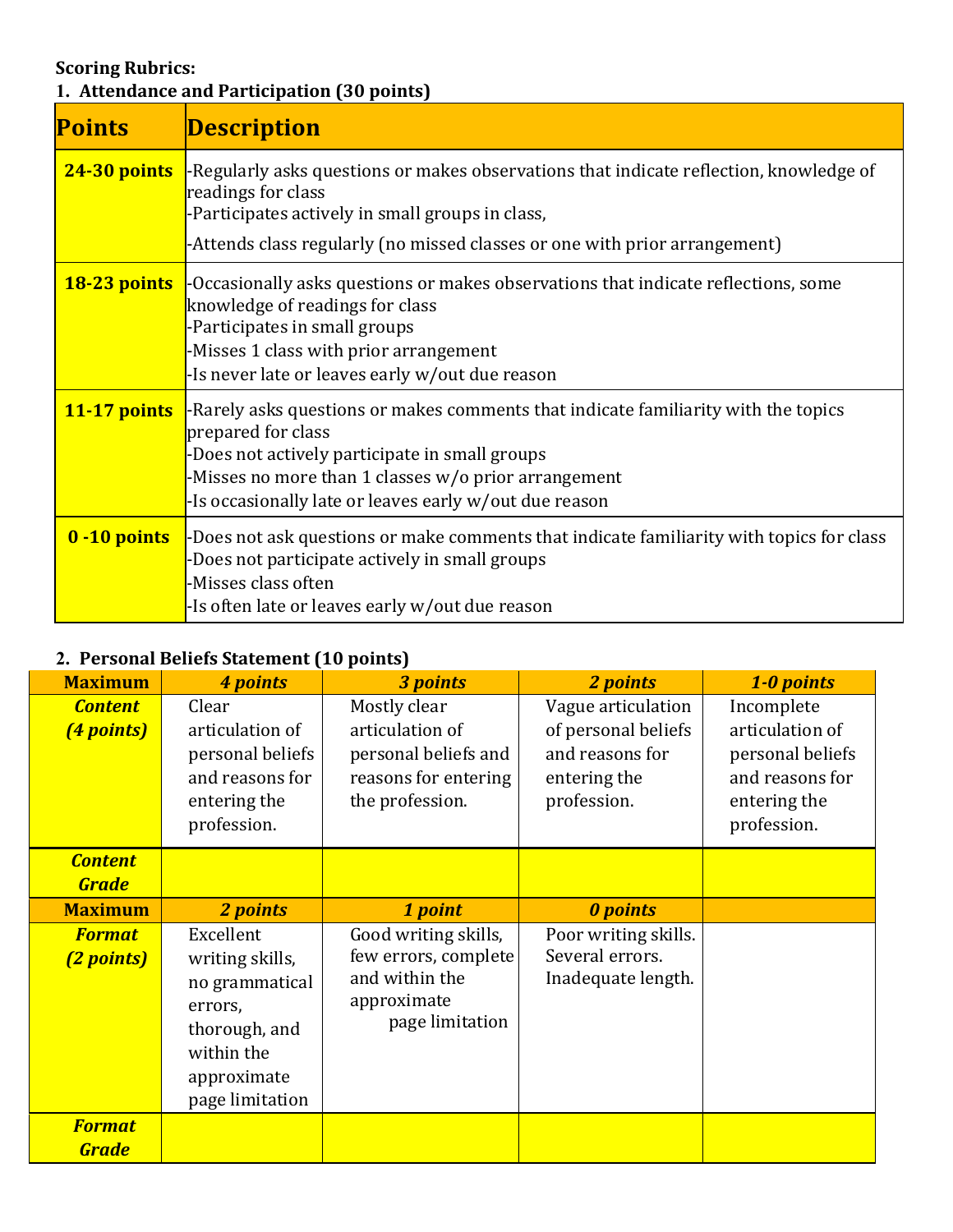**Scoring Rubrics:**

**1. Attendance and Participation (30 points)**

| Points | Description |
|---|---|
| **24-30 points** | -Regularly asks questions or makes observations that indicate reflection, knowledge of readings for class<br>-Participates actively in small groups in class,<br>-Attends class regularly (no missed classes or one with prior arrangement) |
| **18-23 points** | -Occasionally asks questions or makes observations that indicate reflections, some knowledge of readings for class<br>-Participates in small groups<br>-Misses 1 class with prior arrangement<br>-Is never late or leaves early w/out due reason |
| **11-17 points** | -Rarely asks questions or makes comments that indicate familiarity with the topics prepared for class<br>-Does not actively participate in small groups<br>-Misses no more than 1 classes w/o prior arrangement<br>-Is occasionally late or leaves early w/out due reason |
| **0 -10 points** | -Does not ask questions or make comments that indicate familiarity with topics for class<br>-Does not participate actively in small groups<br>-Misses class often<br>-Is often late or leaves early w/out due reason |

**2. Personal Beliefs Statement (10 points)**

| ***Maximum*** | ***4 points*** | ***3 points*** | ***2 points*** | ***1-0 points*** |
|---|---|---|---|---|
| ***Content (4 points)*** | Clear articulation of personal beliefs and reasons for entering the profession. | Mostly clear articulation of personal beliefs and reasons for entering the profession. | Vague articulation of personal beliefs and reasons for entering the profession. | Incomplete articulation of personal beliefs and reasons for entering the profession. |
| ***Content Grade*** | | | | |
| ***Maximum*** | ***2 points*** | ***1 point*** | ***0 points*** | |
| ***Format (2 points)*** | Excellent writing skills, no grammatical errors, thorough, and within the approximate page limitation | Good writing skills, few errors, complete and within the approximate page limitation | Poor writing skills. Several errors. Inadequate length. | |
| ***Format Grade*** | | | | |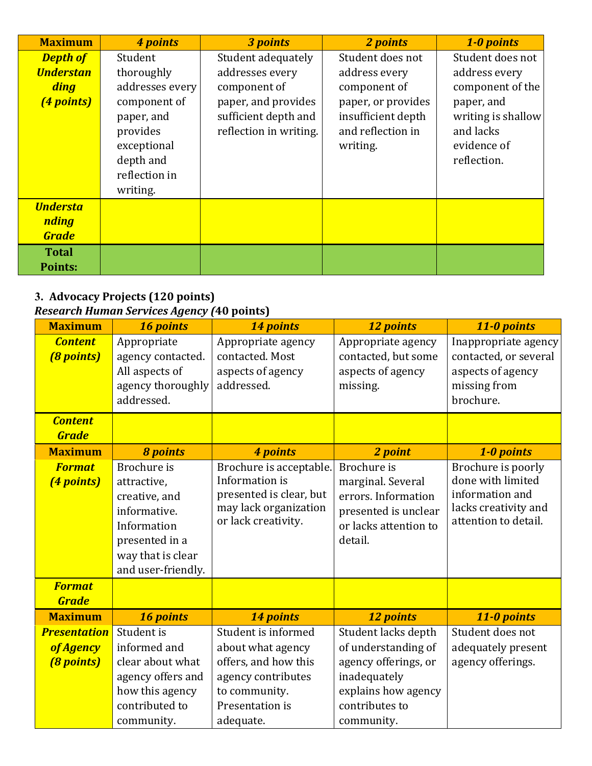| Maximum | *4 points* | *3 points* | *2 points* | *1-0 points* |
|---|---|---|---|---|
| ***Depth of Understanding (4 points)*** | Student thoroughly addresses every component of paper, and provides exceptional depth and reflection in writing. | Student adequately addresses every component of paper, and provides sufficient depth and reflection in writing. | Student does not address every component of paper, or provides insufficient depth and reflection in writing. | Student does not address every component of the paper, and writing is shallow and lacks evidence of reflection. |
| ***Understanding Grade*** | | | | |
| **Total Points:** | | | | |

**3. Advocacy Projects (120 points)**

***Research Human Services Agency* (40 points)**

| Maximum | *16 points* | *14 points* | *12 points* | *11-0 points* |
|---|---|---|---|---|
| ***Content (8 points)*** | Appropriate agency contacted. All aspects of agency thoroughly addressed. | Appropriate agency contacted. Most aspects of agency addressed. | Appropriate agency contacted, but some aspects of agency missing. | Inappropriate agency contacted, or several aspects of agency missing from brochure. |
| ***Content Grade*** | | | | |
| **Maximum** | ***8 points*** | ***4 points*** | ***2 point*** | ***1-0 points*** |
| ***Format (4 points)*** | Brochure is attractive, creative, and informative. Information presented in a way that is clear and user-friendly. | Brochure is acceptable. Information is presented is clear, but may lack organization or lack creativity. | Brochure is marginal. Several errors. Information presented is unclear or lacks attention to detail. | Brochure is poorly done with limited information and lacks creativity and attention to detail. |
| ***Format Grade*** | | | | |
| **Maximum** | ***16 points*** | ***14 points*** | ***12 points*** | ***11-0 points*** |
| ***Presentation of Agency (8 points)*** | Student is informed and clear about what agency offers and how this agency contributed to community. | Student is informed about what agency offers, and how this agency contributes to community. Presentation is adequate. | Student lacks depth of understanding of agency offerings, or inadequately explains how agency contributes to community. | Student does not adequately present agency offerings. |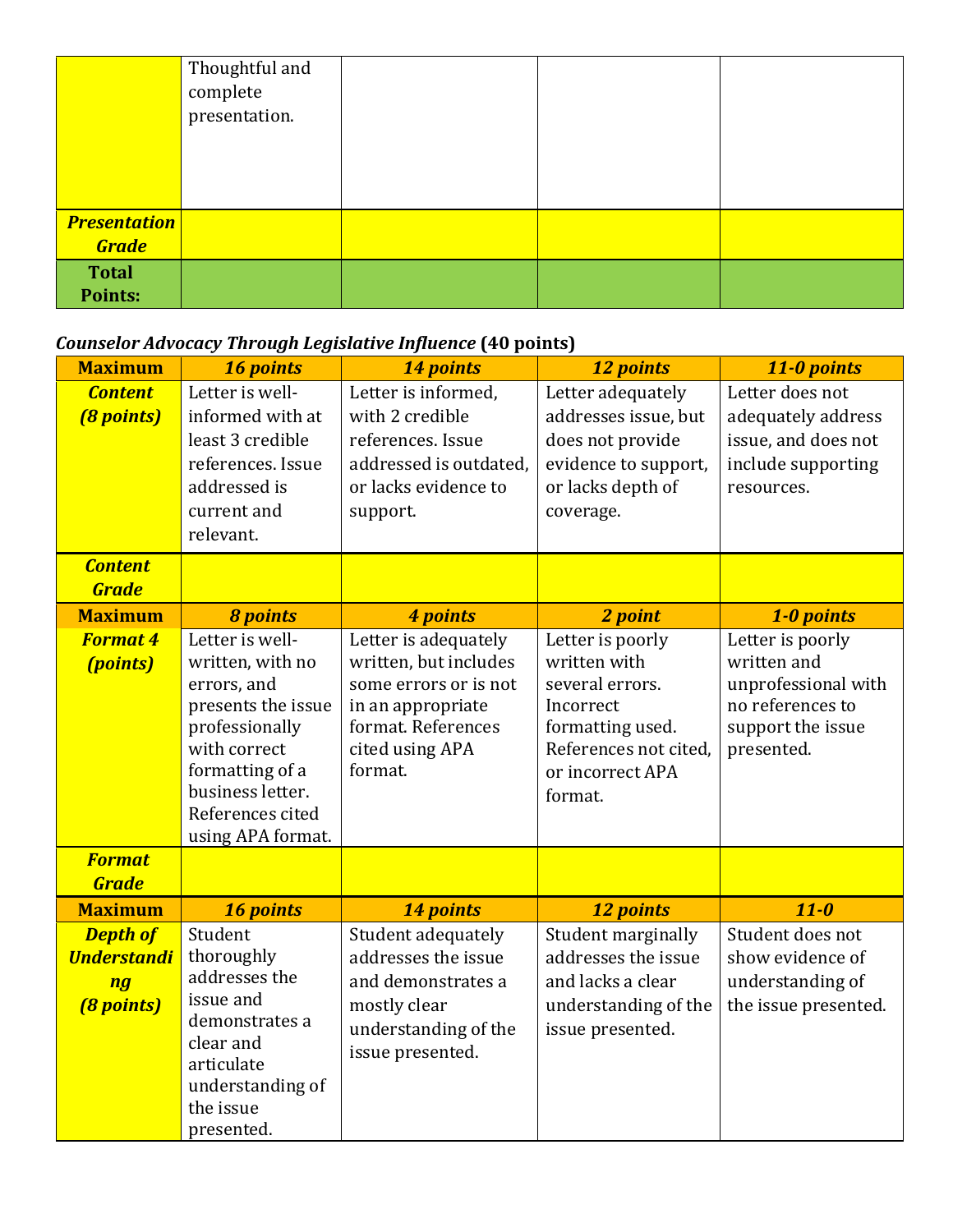| | | | | |
|---|---|---|---|---|
| | Thoughtful and complete presentation. | | | |
| ***Presentation Grade*** | | | | |
| **Total Points:** | | | | |

***Counselor Advocacy Through Legislative Influence*** **(40 points)**

| **Maximum** | ***16 points*** | ***14 points*** | ***12 points*** | ***11-0 points*** |
|---|---|---|---|---|
| ***Content (8 points)*** | Letter is well-informed with at least 3 credible references. Issue addressed is current and relevant. | Letter is informed, with 2 credible references. Issue addressed is outdated, or lacks evidence to support. | Letter adequately addresses issue, but does not provide evidence to support, or lacks depth of coverage. | Letter does not adequately address issue, and does not include supporting resources. |
| ***Content Grade*** | | | | |
| **Maximum** | ***8 points*** | ***4 points*** | ***2 point*** | ***1-0 points*** |
| ***Format 4 (points)*** | Letter is well-written, with no errors, and presents the issue professionally with correct formatting of a business letter. References cited using APA format. | Letter is adequately written, but includes some errors or is not in an appropriate format. References cited using APA format. | Letter is poorly written with several errors. Incorrect formatting used. References not cited, or incorrect APA format. | Letter is poorly written and unprofessional with no references to support the issue presented. |
| ***Format Grade*** | | | | |
| **Maximum** | ***16 points*** | ***14 points*** | ***12 points*** | ***11-0*** |
| ***Depth of Understanding (8 points)*** | Student thoroughly addresses the issue and demonstrates a clear and articulate understanding of the issue presented. | Student adequately addresses the issue and demonstrates a mostly clear understanding of the issue presented. | Student marginally addresses the issue and lacks a clear understanding of the issue presented. | Student does not show evidence of understanding of the issue presented. |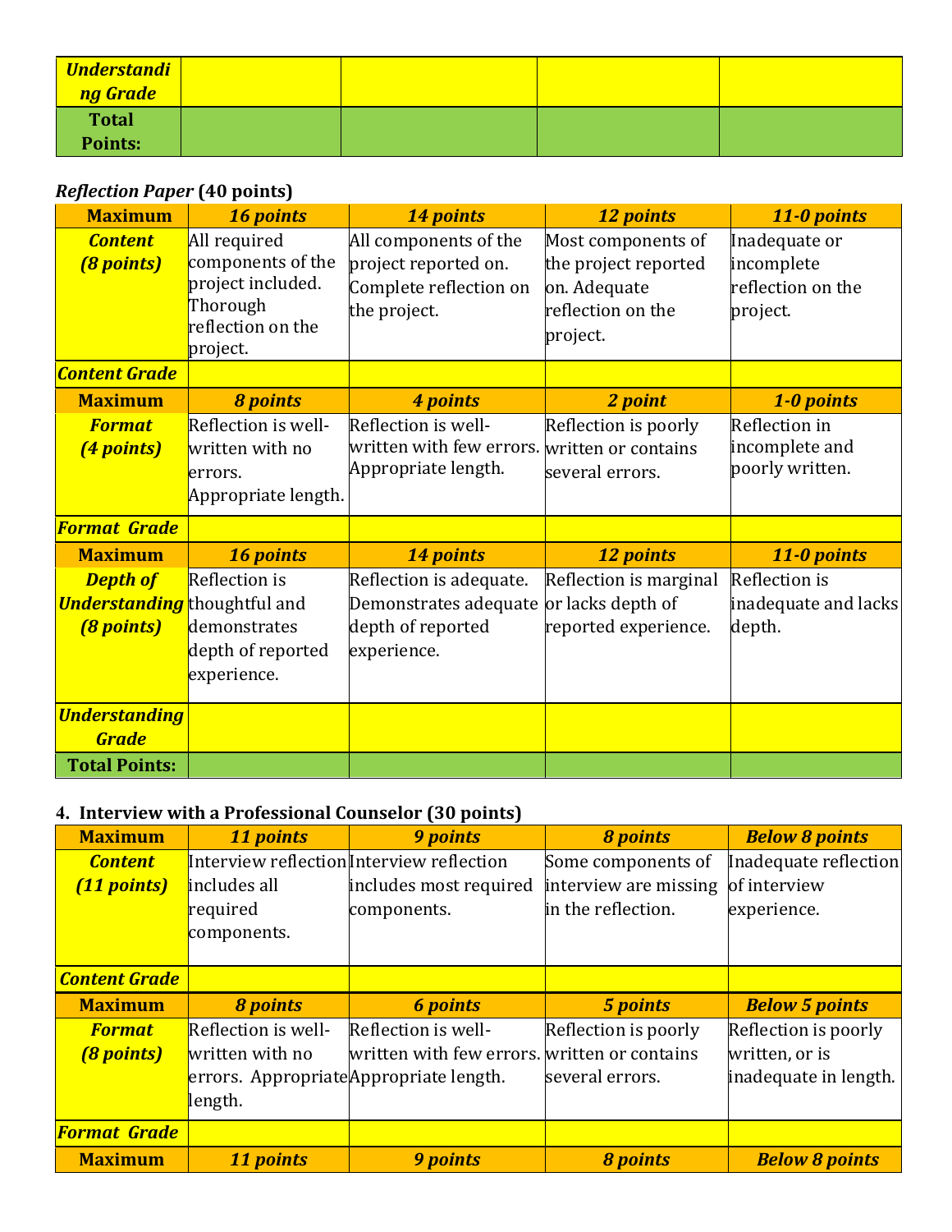| *Understanding Grade* | | | | |
|---|---|---|---|---|
| **Total Points:** | | | | |

***Reflection Paper* (40 points)**

| **Maximum** | ***16 points*** | ***14 points*** | ***12 points*** | ***11-0 points*** |
|---|---|---|---|---|
| ***Content (8 points)*** | All required components of the project included. Thorough reflection on the project. | All components of the project reported on. Complete reflection on the project. | Most components of the project reported on. Adequate reflection on the project. | Inadequate or incomplete reflection on the project. |
| ***Content Grade*** | | | | |
| **Maximum** | ***8 points*** | ***4 points*** | ***2 point*** | ***1-0 points*** |
| ***Format (4 points)*** | Reflection is well-written with no errors. Appropriate length. | Reflection is well-written with few errors. Appropriate length. | Reflection is poorly written or contains several errors. | Reflection in incomplete and poorly written. |
| ***Format Grade*** | | | | |
| **Maximum** | ***16 points*** | ***14 points*** | ***12 points*** | ***11-0 points*** |
| ***Depth of Understanding (8 points)*** | Reflection is thoughtful and demonstrates depth of reported experience. | Reflection is adequate. Demonstrates adequate depth of reported experience. | Reflection is marginal or lacks depth of reported experience. | Reflection is inadequate and lacks depth. |
| ***Understanding Grade*** | | | | |
| **Total Points:** | | | | |

**4. Interview with a Professional Counselor (30 points)**

| **Maximum** | ***11 points*** | ***9 points*** | ***8 points*** | ***Below 8 points*** |
|---|---|---|---|---|
| ***Content (11 points)*** | Interview reflection includes all required components. | Interview reflection includes most required components. | Some components of interview are missing in the reflection. | Inadequate reflection of interview experience. |
| ***Content Grade*** | | | | |
| **Maximum** | ***8 points*** | ***6 points*** | ***5 points*** | ***Below 5 points*** |
| ***Format (8 points)*** | Reflection is well-written with no errors. Appropriate length. | Reflection is well-written with few errors. Appropriate length. | Reflection is poorly written or contains several errors. | Reflection is poorly written, or is inadequate in length. |
| ***Format Grade*** | | | | |
| **Maximum** | ***11 points*** | ***9 points*** | ***8 points*** | ***Below 8 points*** |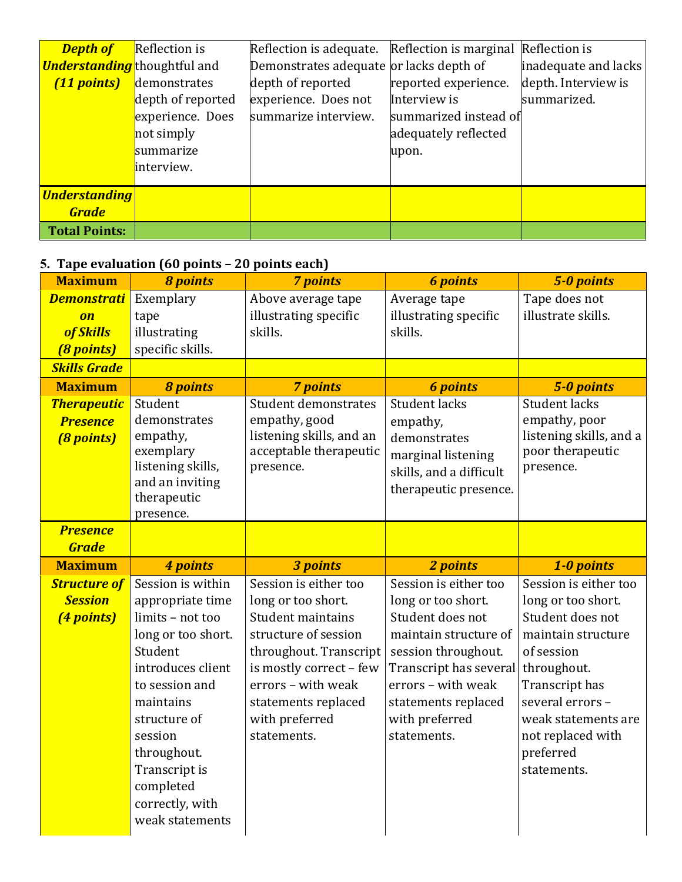| *Depth of Understanding (11 points)* | Reflection is thoughtful and demonstrates depth of reported experience. Does not simply summarize interview. | Reflection is adequate. Demonstrates adequate depth of reported experience. Does not summarize interview. | Reflection is marginal or lacks depth of reported experience. Interview is summarized instead of adequately reflected upon. | Reflection is inadequate and lacks depth. Interview is summarized. |
|---|---|---|---|---|
| ***Understanding Grade*** | | | | |
| **Total Points:** | | | | |

**5. Tape evaluation (60 points – 20 points each)**

| **Maximum** | ***8 points*** | ***7 points*** | ***6 points*** | ***5-0 points*** |
|---|---|---|---|---|
| ***Demonstration of Skills (8 points)*** | Exemplary tape illustrating specific skills. | Above average tape illustrating specific skills. | Average tape illustrating specific skills. | Tape does not illustrate skills. |
| ***Skills Grade*** | | | | |
| **Maximum** | ***8 points*** | ***7 points*** | ***6 points*** | ***5-0 points*** |
| ***Therapeutic Presence (8 points)*** | Student demonstrates empathy, exemplary listening skills, and an inviting therapeutic presence. | Student demonstrates empathy, good listening skills, and an acceptable therapeutic presence. | Student lacks empathy, demonstrates marginal listening skills, and a difficult therapeutic presence. | Student lacks empathy, poor listening skills, and a poor therapeutic presence. |
| ***Presence Grade*** | | | | |
| **Maximum** | ***4 points*** | ***3 points*** | ***2 points*** | ***1-0 points*** |
| ***Structure of Session (4 points)*** | Session is within appropriate time limits – not too long or too short. Student introduces client to session and maintains structure of session throughout. Transcript is completed correctly, with weak statements | Session is either too long or too short. Student maintains structure of session throughout. Transcript is mostly correct – few errors – with weak statements replaced with preferred statements. | Session is either too long or too short. Student does not maintain structure of session throughout. Transcript has several errors – with weak statements replaced with preferred statements. | Session is either too long or too short. Student does not maintain structure of session throughout. Transcript has several errors – weak statements are not replaced with preferred statements. |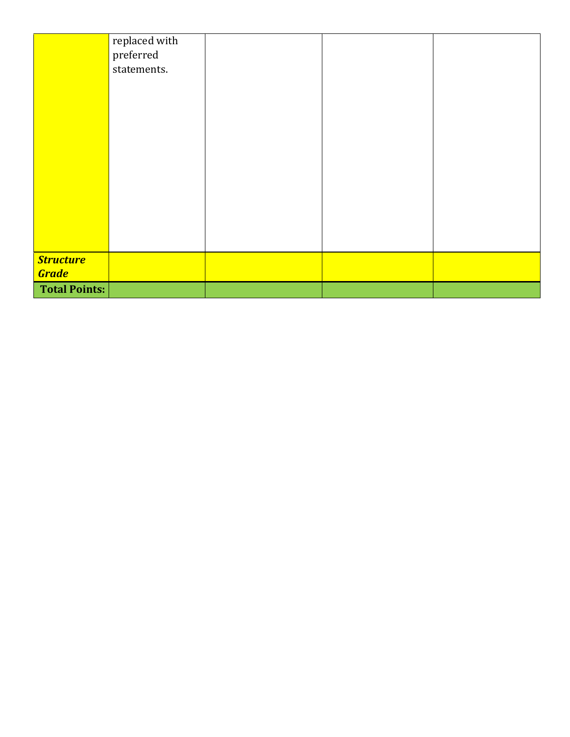| | | | | |
|---|---|---|---|---|
| | replaced with preferred statements. | | | |
| ***Structure Grade*** | | | | |
| **Total Points:** | | | | |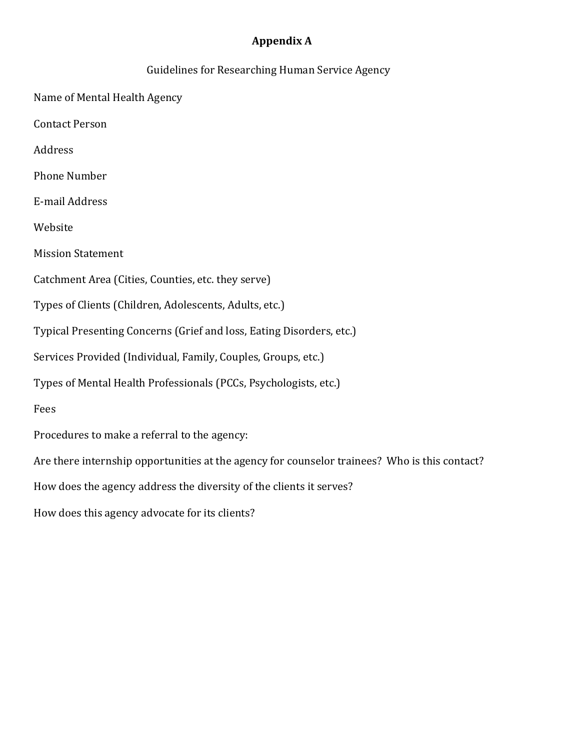# Appendix A

Guidelines for Researching Human Service Agency

Name of Mental Health Agency

Contact Person

Address

Phone Number

E-mail Address

Website

Mission Statement

Catchment Area (Cities, Counties, etc. they serve)

Types of Clients (Children, Adolescents, Adults, etc.)

Typical Presenting Concerns (Grief and loss, Eating Disorders, etc.)

Services Provided (Individual, Family, Couples, Groups, etc.)

Types of Mental Health Professionals (PCCs, Psychologists, etc.)

Fees

Procedures to make a referral to the agency:

Are there internship opportunities at the agency for counselor trainees? Who is this contact?

How does the agency address the diversity of the clients it serves?

How does this agency advocate for its clients?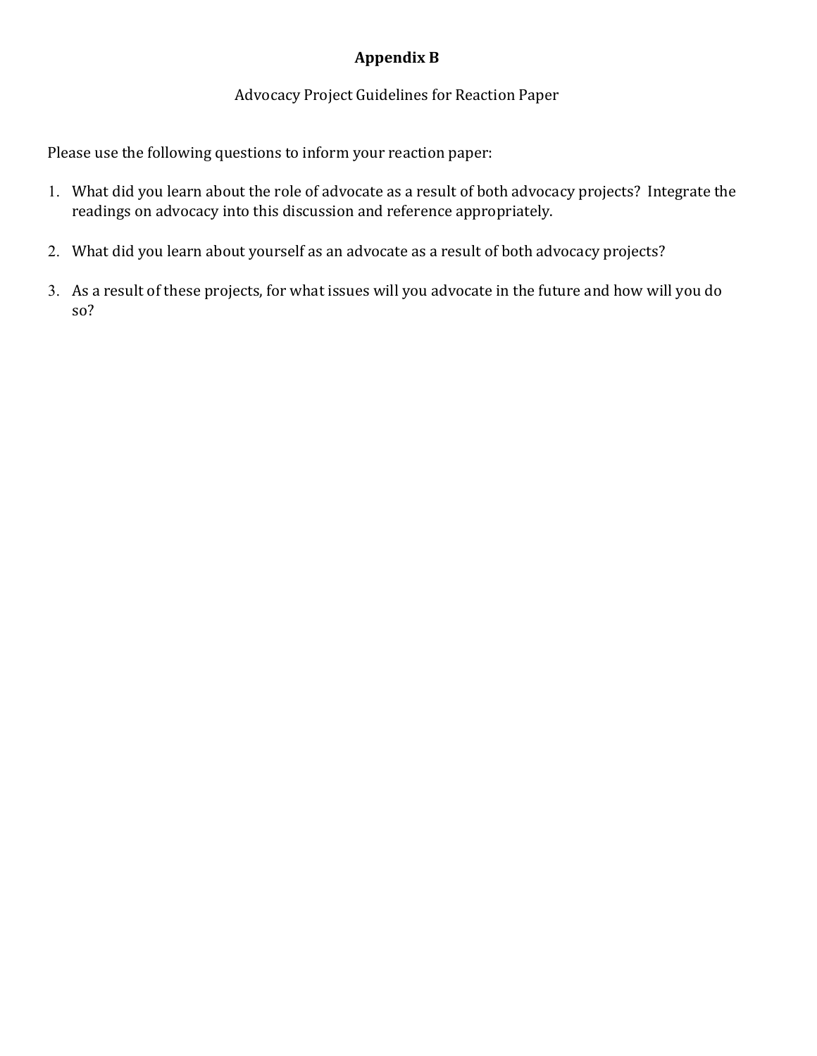# Appendix B

Advocacy Project Guidelines for Reaction Paper

Please use the following questions to inform your reaction paper:

1. What did you learn about the role of advocate as a result of both advocacy projects? Integrate the readings on advocacy into this discussion and reference appropriately.

2. What did you learn about yourself as an advocate as a result of both advocacy projects?

3. As a result of these projects, for what issues will you advocate in the future and how will you do so?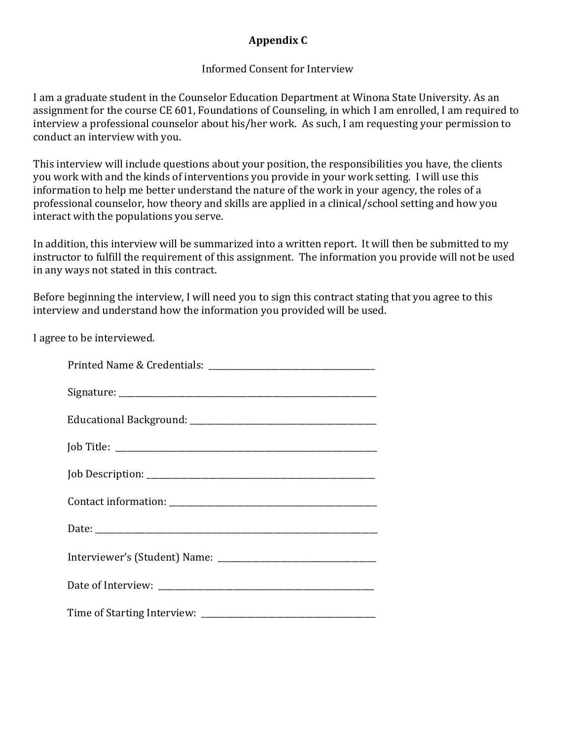**Appendix C**

Informed Consent for Interview

I am a graduate student in the Counselor Education Department at Winona State University. As an assignment for the course CE 601, Foundations of Counseling, in which I am enrolled, I am required to interview a professional counselor about his/her work. As such, I am requesting your permission to conduct an interview with you.

This interview will include questions about your position, the responsibilities you have, the clients you work with and the kinds of interventions you provide in your work setting. I will use this information to help me better understand the nature of the work in your agency, the roles of a professional counselor, how theory and skills are applied in a clinical/school setting and how you interact with the populations you serve.

In addition, this interview will be summarized into a written report. It will then be submitted to my instructor to fulfill the requirement of this assignment. The information you provide will not be used in any ways not stated in this contract.

Before beginning the interview, I will need you to sign this contract stating that you agree to this interview and understand how the information you provided will be used.

I agree to be interviewed.

Printed Name & Credentials: ______________________________

Signature: ______________________________

Educational Background: ______________________________

Job Title: ______________________________

Job Description: ______________________________

Contact information: ______________________________

Date: ______________________________

Interviewer's (Student) Name: ______________________________

Date of Interview: ______________________________

Time of Starting Interview: ______________________________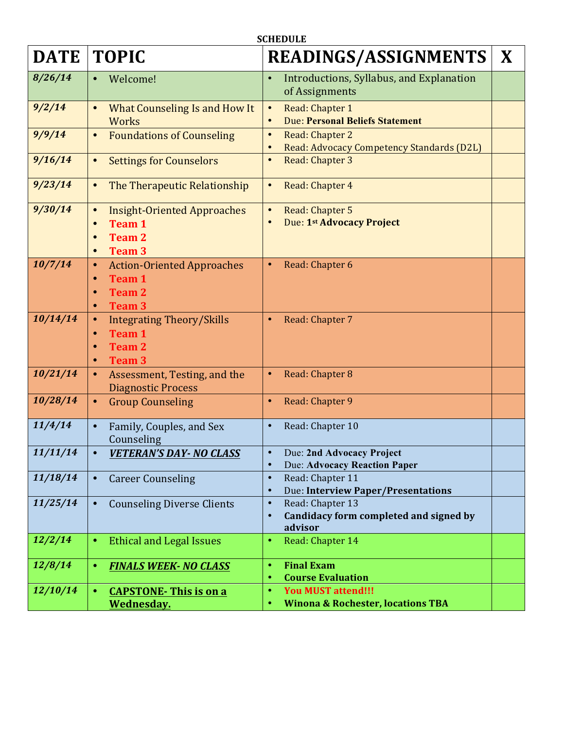**SCHEDULE**

| DATE | TOPIC | READINGS/ASSIGNMENTS | X |
|---|---|---|---|
| *8/26/14* | • Welcome! | • Introductions, Syllabus, and Explanation of Assignments | |
| *9/2/14* | • What Counseling Is and How It Works | • Read: Chapter 1<br>• Due: **Personal Beliefs Statement** | |
| *9/9/14* | • Foundations of Counseling | • Read: Chapter 2<br>• Read: Advocacy Competency Standards (D2L) | |
| *9/16/14* | • Settings for Counselors | • Read: Chapter 3 | |
| *9/23/14* | • The Therapeutic Relationship | • Read: Chapter 4 | |
| *9/30/14* | • Insight-Oriented Approaches<br>• **Team 1**<br>• **Team 2**<br>• **Team 3** | • Read: Chapter 5<br>• Due: **1st Advocacy Project** | |
| *10/7/14* | • Action-Oriented Approaches<br>• **Team 1**<br>• **Team 2**<br>• **Team 3** | • Read: Chapter 6 | |
| *10/14/14* | • Integrating Theory/Skills<br>• **Team 1**<br>• **Team 2**<br>• **Team 3** | • Read: Chapter 7 | |
| *10/21/14* | • Assessment, Testing, and the Diagnostic Process | • Read: Chapter 8 | |
| *10/28/14* | • Group Counseling | • Read: Chapter 9 | |
| *11/4/14* | • Family, Couples, and Sex Counseling | • Read: Chapter 10 | |
| *11/11/14* | • ***VETERAN'S DAY- NO CLASS*** | • Due: **2nd Advocacy Project**<br>• Due: **Advocacy Reaction Paper** | |
| *11/18/14* | • Career Counseling | • Read: Chapter 11<br>• Due: **Interview Paper/Presentations** | |
| *11/25/14* | • Counseling Diverse Clients | • Read: Chapter 13<br>• **Candidacy form completed and signed by advisor** | |
| *12/2/14* | • Ethical and Legal Issues | • Read: Chapter 14 | |
| *12/8/14* | • ***FINALS WEEK- NO CLASS*** | • **Final Exam**<br>• **Course Evaluation** | |
| *12/10/14* | • **CAPSTONE- This is on a Wednesday.** | • **You MUST attend!!!**<br>• **Winona & Rochester, locations TBA** | |